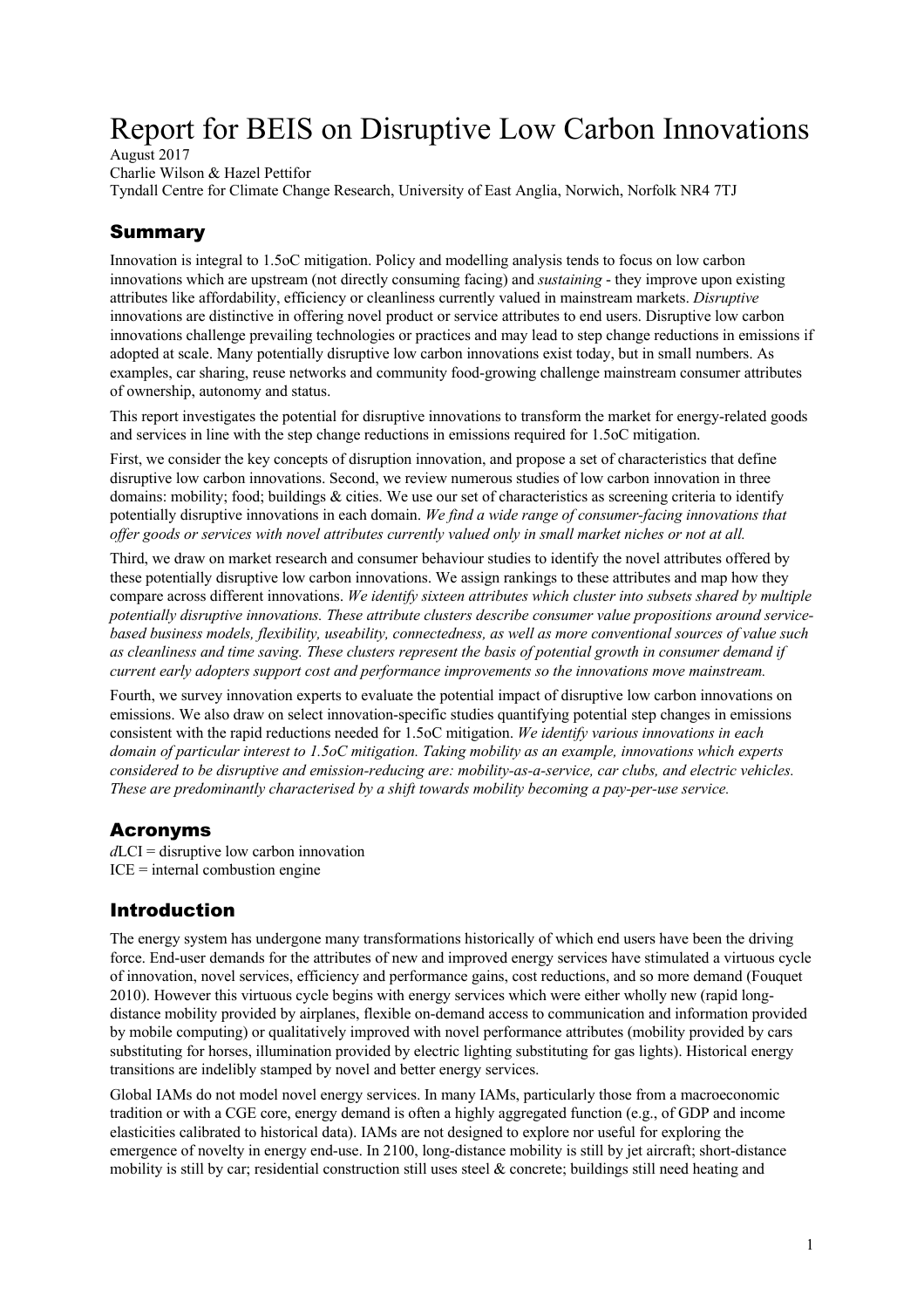# Report for BEIS on Disruptive Low Carbon Innovations

August 2017

Charlie Wilson & Hazel Pettifor

Tyndall Centre for Climate Change Research, University of East Anglia, Norwich, Norfolk NR4 7TJ

## Summary

Innovation is integral to 1.5oC mitigation. Policy and modelling analysis tends to focus on low carbon innovations which are upstream (not directly consuming facing) and *sustaining* - they improve upon existing attributes like affordability, efficiency or cleanliness currently valued in mainstream markets. *Disruptive* innovations are distinctive in offering novel product or service attributes to end users. Disruptive low carbon innovations challenge prevailing technologies or practices and may lead to step change reductions in emissions if adopted at scale. Many potentially disruptive low carbon innovations exist today, but in small numbers. As examples, car sharing, reuse networks and community food-growing challenge mainstream consumer attributes of ownership, autonomy and status.

This report investigates the potential for disruptive innovations to transform the market for energy-related goods and services in line with the step change reductions in emissions required for 1.5oC mitigation.

First, we consider the key concepts of disruption innovation, and propose a set of characteristics that define disruptive low carbon innovations. Second, we review numerous studies of low carbon innovation in three domains: mobility; food; buildings & cities. We use our set of characteristics as screening criteria to identify potentially disruptive innovations in each domain. *We find a wide range of consumer-facing innovations that offer goods or services with novel attributes currently valued only in small market niches or not at all.*

Third, we draw on market research and consumer behaviour studies to identify the novel attributes offered by these potentially disruptive low carbon innovations. We assign rankings to these attributes and map how they compare across different innovations. *We identify sixteen attributes which cluster into subsets shared by multiple potentially disruptive innovations. These attribute clusters describe consumer value propositions around service-based business models, flexibility, useability, connectedness, as well as more conventional sources of value such as cleanliness and time saving. These clusters represent the basis of potential growth in consumer demand if current early adopters support cost and performance improvements so the innovations move mainstream.*

Fourth, we survey innovation experts to evaluate the potential impact of disruptive low carbon innovations on emissions. We also draw on select innovation-specific studies quantifying potential step changes in emissions consistent with the rapid reductions needed for 1.5oC mitigation. *We identify various innovations in each domain of particular interest to 1.5oC mitigation. Taking mobility as an example, innovations which experts considered to be disruptive and emission-reducing are: mobility-as-a-service, car clubs, and electric vehicles. These are predominantly characterised by a shift towards mobility becoming a pay-per-use service.*

## Acronyms

*d*LCI = disruptive low carbon innovation

ICE = internal combustion engine

## Introduction

The energy system has undergone many transformations historically of which end users have been the driving force. End-user demands for the attributes of new and improved energy services have stimulated a virtuous cycle of innovation, novel services, efficiency and performance gains, cost reductions, and so more demand (Fouquet 2010). However this virtuous cycle begins with energy services which were either wholly new (rapid long-distance mobility provided by airplanes, flexible on-demand access to communication and information provided by mobile computing) or qualitatively improved with novel performance attributes (mobility provided by cars substituting for horses, illumination provided by electric lighting substituting for gas lights). Historical energy transitions are indelibly stamped by novel and better energy services.

Global IAMs do not model novel energy services. In many IAMs, particularly those from a macroeconomic tradition or with a CGE core, energy demand is often a highly aggregated function (e.g., of GDP and income elasticities calibrated to historical data). IAMs are not designed to explore nor useful for exploring the emergence of novelty in energy end-use. In 2100, long-distance mobility is still by jet aircraft; short-distance mobility is still by car; residential construction still uses steel & concrete; buildings still need heating and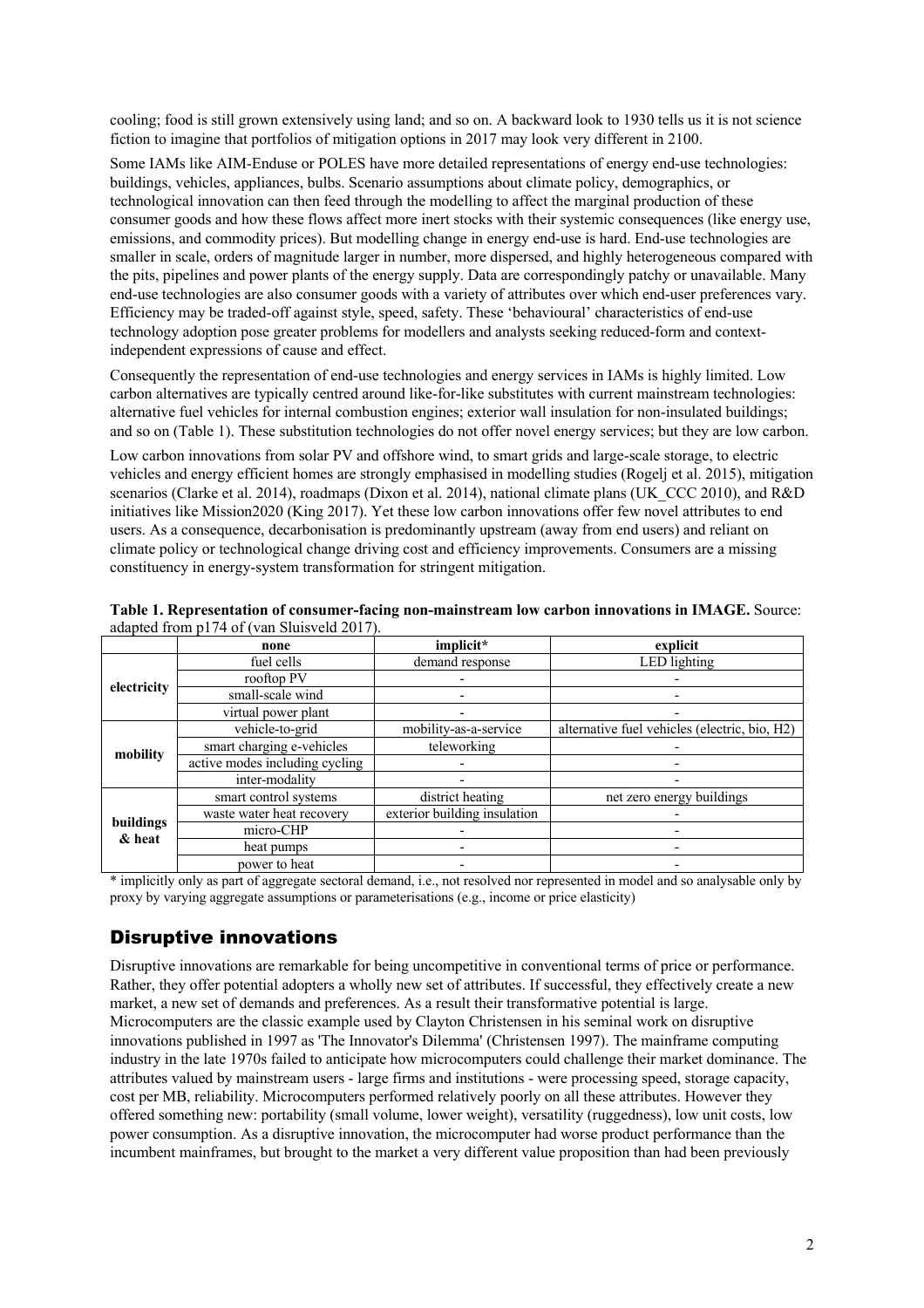cooling; food is still grown extensively using land; and so on. A backward look to 1930 tells us it is not science fiction to imagine that portfolios of mitigation options in 2017 may look very different in 2100.

Some IAMs like AIM-Enduse or POLES have more detailed representations of energy end-use technologies: buildings, vehicles, appliances, bulbs. Scenario assumptions about climate policy, demographics, or technological innovation can then feed through the modelling to affect the marginal production of these consumer goods and how these flows affect more inert stocks with their systemic consequences (like energy use, emissions, and commodity prices). But modelling change in energy end-use is hard. End-use technologies are smaller in scale, orders of magnitude larger in number, more dispersed, and highly heterogeneous compared with the pits, pipelines and power plants of the energy supply. Data are correspondingly patchy or unavailable. Many end-use technologies are also consumer goods with a variety of attributes over which end-user preferences vary. Efficiency may be traded-off against style, speed, safety. These 'behavioural' characteristics of end-use technology adoption pose greater problems for modellers and analysts seeking reduced-form and context-independent expressions of cause and effect.

Consequently the representation of end-use technologies and energy services in IAMs is highly limited. Low carbon alternatives are typically centred around like-for-like substitutes with current mainstream technologies: alternative fuel vehicles for internal combustion engines; exterior wall insulation for non-insulated buildings; and so on (Table 1). These substitution technologies do not offer novel energy services; but they are low carbon.

Low carbon innovations from solar PV and offshore wind, to smart grids and large-scale storage, to electric vehicles and energy efficient homes are strongly emphasised in modelling studies (Rogelj et al. 2015), mitigation scenarios (Clarke et al. 2014), roadmaps (Dixon et al. 2014), national climate plans (UK_CCC 2010), and R&D initiatives like Mission2020 (King 2017). Yet these low carbon innovations offer few novel attributes to end users. As a consequence, decarbonisation is predominantly upstream (away from end users) and reliant on climate policy or technological change driving cost and efficiency improvements. Consumers are a missing constituency in energy-system transformation for stringent mitigation.

**Table 1. Representation of consumer-facing non-mainstream low carbon innovations in IMAGE.** Source: adapted from p174 of (van Sluisveld 2017).

| | none | implicit* | explicit |
|---|---|---|---|
| electricity | fuel cells | demand response | LED lighting |
| | rooftop PV | - | - |
| | small-scale wind | - | - |
| | virtual power plant | - | - |
| mobility | vehicle-to-grid | mobility-as-a-service | alternative fuel vehicles (electric, bio, H2) |
| | smart charging e-vehicles | teleworking | - |
| | active modes including cycling | - | - |
| | inter-modality | - | - |
| buildings & heat | smart control systems | district heating | net zero energy buildings |
| | waste water heat recovery | exterior building insulation | - |
| | micro-CHP | - | - |
| | heat pumps | - | - |
| | power to heat | - | - |

\* implicitly only as part of aggregate sectoral demand, i.e., not resolved nor represented in model and so analysable only by proxy by varying aggregate assumptions or parameterisations (e.g., income or price elasticity)

## Disruptive innovations

Disruptive innovations are remarkable for being uncompetitive in conventional terms of price or performance. Rather, they offer potential adopters a wholly new set of attributes. If successful, they effectively create a new market, a new set of demands and preferences. As a result their transformative potential is large. Microcomputers are the classic example used by Clayton Christensen in his seminal work on disruptive innovations published in 1997 as 'The Innovator's Dilemma' (Christensen 1997). The mainframe computing industry in the late 1970s failed to anticipate how microcomputers could challenge their market dominance. The attributes valued by mainstream users - large firms and institutions - were processing speed, storage capacity, cost per MB, reliability. Microcomputers performed relatively poorly on all these attributes. However they offered something new: portability (small volume, lower weight), versatility (ruggedness), low unit costs, low power consumption. As a disruptive innovation, the microcomputer had worse product performance than the incumbent mainframes, but brought to the market a very different value proposition than had been previously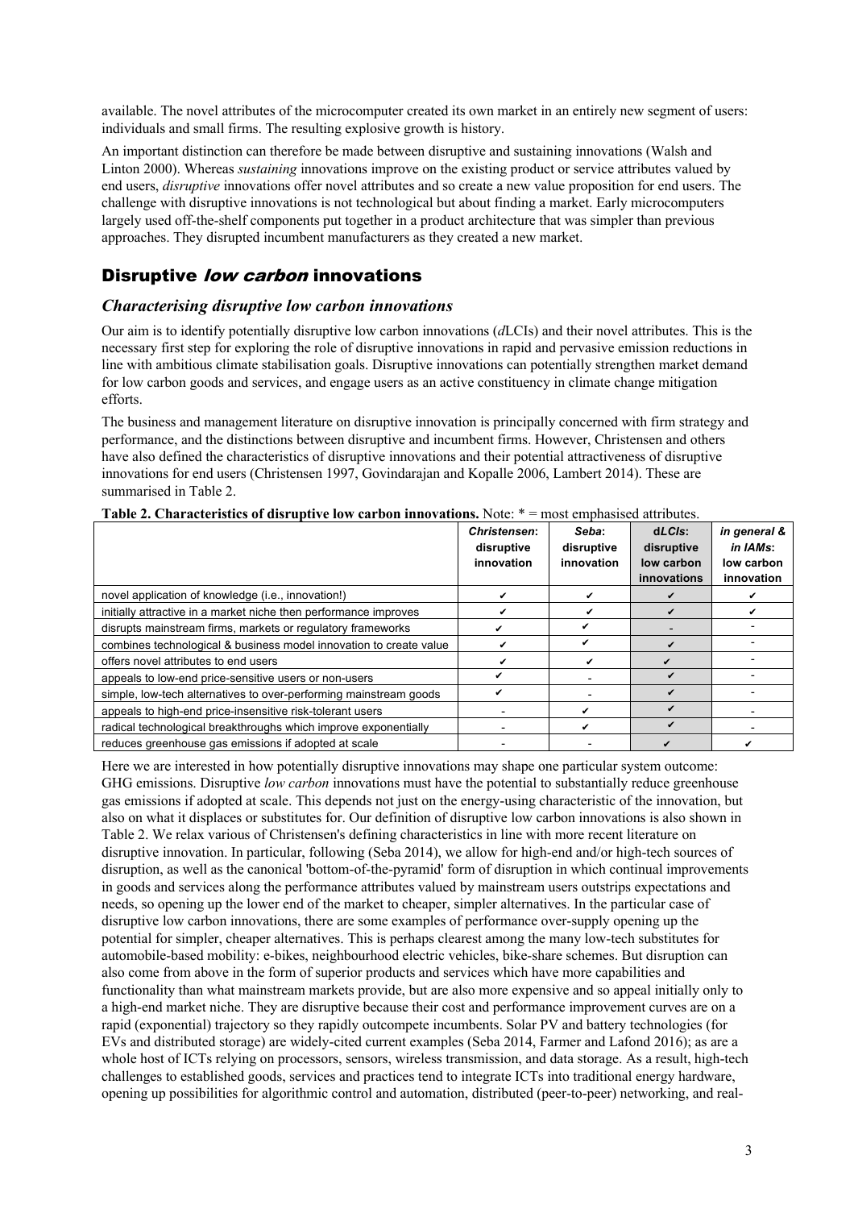available. The novel attributes of the microcomputer created its own market in an entirely new segment of users: individuals and small firms. The resulting explosive growth is history.

An important distinction can therefore be made between disruptive and sustaining innovations (Walsh and Linton 2000). Whereas *sustaining* innovations improve on the existing product or service attributes valued by end users, *disruptive* innovations offer novel attributes and so create a new value proposition for end users. The challenge with disruptive innovations is not technological but about finding a market. Early microcomputers largely used off-the-shelf components put together in a product architecture that was simpler than previous approaches. They disrupted incumbent manufacturers as they created a new market.

## Disruptive *low carbon* innovations

### *Characterising disruptive low carbon innovations*

Our aim is to identify potentially disruptive low carbon innovations (*d*LCIs) and their novel attributes. This is the necessary first step for exploring the role of disruptive innovations in rapid and pervasive emission reductions in line with ambitious climate stabilisation goals. Disruptive innovations can potentially strengthen market demand for low carbon goods and services, and engage users as an active constituency in climate change mitigation efforts.

The business and management literature on disruptive innovation is principally concerned with firm strategy and performance, and the distinctions between disruptive and incumbent firms. However, Christensen and others have also defined the characteristics of disruptive innovations and their potential attractiveness of disruptive innovations for end users (Christensen 1997, Govindarajan and Kopalle 2006, Lambert 2014). These are summarised in Table 2.

**Table 2. Characteristics of disruptive low carbon innovations.** Note: * = most emphasised attributes.

| | ***Christensen*: disruptive innovation** | ***Seba*: disruptive innovation** | ***dLCIs*: disruptive low carbon innovations** | ***in general & in IAMs*: low carbon innovation** |
|---|---|---|---|---|
| novel application of knowledge (i.e., innovation!) | ✔ | ✔ | ✔ | ✔ |
| initially attractive in a market niche then performance improves | ✔ | ✔ | ✔ | ✔ |
| disrupts mainstream firms, markets or regulatory frameworks | ✔ | ✔ | - | - |
| combines technological & business model innovation to create value | ✔ | ✔ | ✔ | - |
| offers novel attributes to end users | ✔ | ✔ | ✔ | - |
| appeals to low-end price-sensitive users or non-users | ✔ | - | ✔ | - |
| simple, low-tech alternatives to over-performing mainstream goods | ✔ | - | ✔ | - |
| appeals to high-end price-insensitive risk-tolerant users | - | ✔ | ✔ | - |
| radical technological breakthroughs which improve exponentially | - | ✔ | ✔ | - |
| reduces greenhouse gas emissions if adopted at scale | - | - | ✔ | ✔ |

Here we are interested in how potentially disruptive innovations may shape one particular system outcome: GHG emissions. Disruptive *low carbon* innovations must have the potential to substantially reduce greenhouse gas emissions if adopted at scale. This depends not just on the energy-using characteristic of the innovation, but also on what it displaces or substitutes for. Our definition of disruptive low carbon innovations is also shown in Table 2. We relax various of Christensen's defining characteristics in line with more recent literature on disruptive innovation. In particular, following (Seba 2014), we allow for high-end and/or high-tech sources of disruption, as well as the canonical 'bottom-of-the-pyramid' form of disruption in which continual improvements in goods and services along the performance attributes valued by mainstream users outstrips expectations and needs, so opening up the lower end of the market to cheaper, simpler alternatives. In the particular case of disruptive low carbon innovations, there are some examples of performance over-supply opening up the potential for simpler, cheaper alternatives. This is perhaps clearest among the many low-tech substitutes for automobile-based mobility: e-bikes, neighbourhood electric vehicles, bike-share schemes. But disruption can also come from above in the form of superior products and services which have more capabilities and functionality than what mainstream markets provide, but are also more expensive and so appeal initially only to a high-end market niche. They are disruptive because their cost and performance improvement curves are on a rapid (exponential) trajectory so they rapidly outcompete incumbents. Solar PV and battery technologies (for EVs and distributed storage) are widely-cited current examples (Seba 2014, Farmer and Lafond 2016); as are a whole host of ICTs relying on processors, sensors, wireless transmission, and data storage. As a result, high-tech challenges to established goods, services and practices tend to integrate ICTs into traditional energy hardware, opening up possibilities for algorithmic control and automation, distributed (peer-to-peer) networking, and real-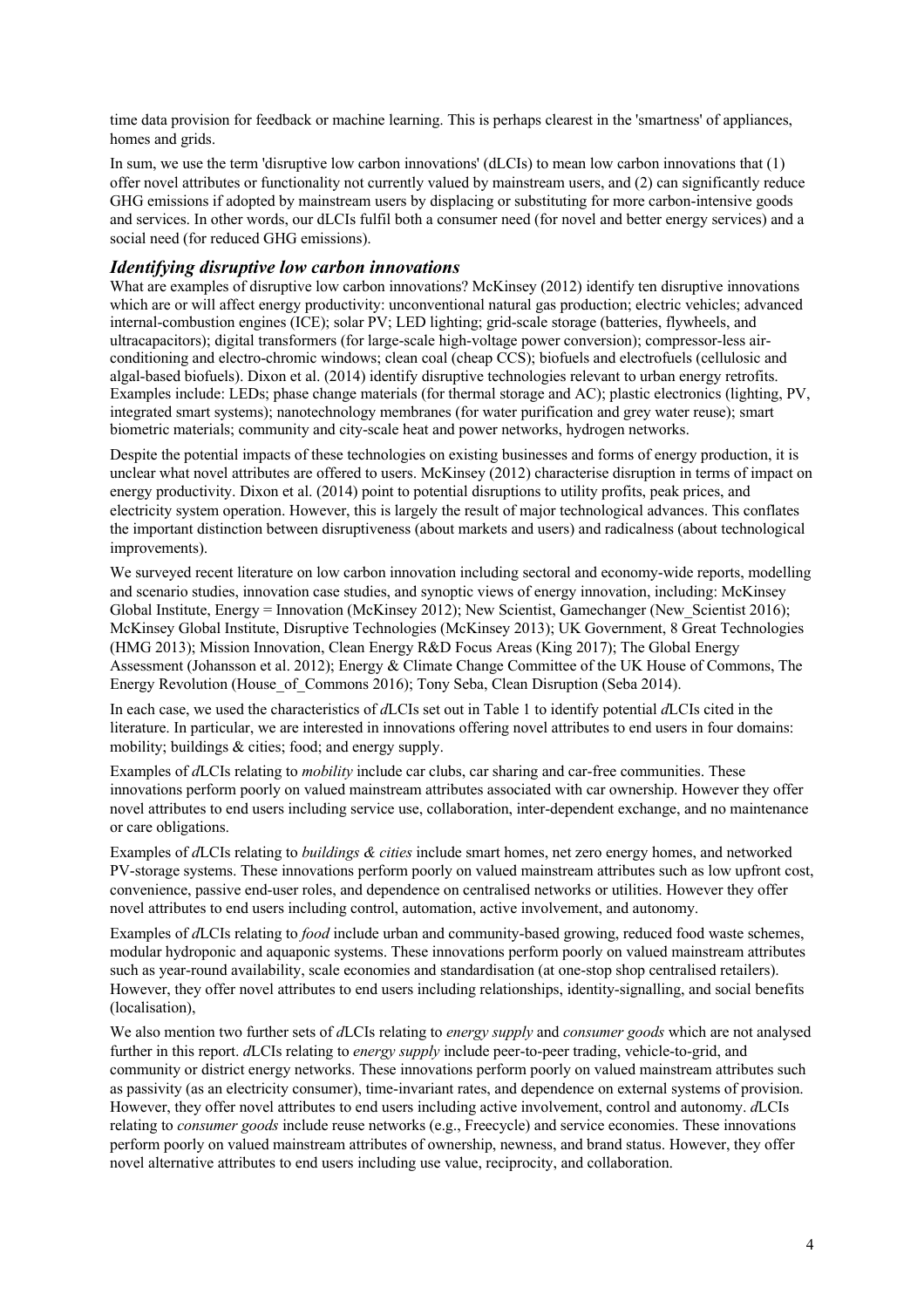time data provision for feedback or machine learning. This is perhaps clearest in the 'smartness' of appliances, homes and grids.

In sum, we use the term 'disruptive low carbon innovations' (dLCIs) to mean low carbon innovations that (1) offer novel attributes or functionality not currently valued by mainstream users, and (2) can significantly reduce GHG emissions if adopted by mainstream users by displacing or substituting for more carbon-intensive goods and services. In other words, our dLCIs fulfil both a consumer need (for novel and better energy services) and a social need (for reduced GHG emissions).

### *Identifying disruptive low carbon innovations*

What are examples of disruptive low carbon innovations? McKinsey (2012) identify ten disruptive innovations which are or will affect energy productivity: unconventional natural gas production; electric vehicles; advanced internal-combustion engines (ICE); solar PV; LED lighting; grid-scale storage (batteries, flywheels, and ultracapacitors); digital transformers (for large-scale high-voltage power conversion); compressor-less air-conditioning and electro-chromic windows; clean coal (cheap CCS); biofuels and electrofuels (cellulosic and algal-based biofuels). Dixon et al. (2014) identify disruptive technologies relevant to urban energy retrofits. Examples include: LEDs; phase change materials (for thermal storage and AC); plastic electronics (lighting, PV, integrated smart systems); nanotechnology membranes (for water purification and grey water reuse); smart biometric materials; community and city-scale heat and power networks, hydrogen networks.

Despite the potential impacts of these technologies on existing businesses and forms of energy production, it is unclear what novel attributes are offered to users. McKinsey (2012) characterise disruption in terms of impact on energy productivity. Dixon et al. (2014) point to potential disruptions to utility profits, peak prices, and electricity system operation. However, this is largely the result of major technological advances. This conflates the important distinction between disruptiveness (about markets and users) and radicalness (about technological improvements).

We surveyed recent literature on low carbon innovation including sectoral and economy-wide reports, modelling and scenario studies, innovation case studies, and synoptic views of energy innovation, including: McKinsey Global Institute, Energy = Innovation (McKinsey 2012); New Scientist, Gamechanger (New_Scientist 2016); McKinsey Global Institute, Disruptive Technologies (McKinsey 2013); UK Government, 8 Great Technologies (HMG 2013); Mission Innovation, Clean Energy R&D Focus Areas (King 2017); The Global Energy Assessment (Johansson et al. 2012); Energy & Climate Change Committee of the UK House of Commons, The Energy Revolution (House_of_Commons 2016); Tony Seba, Clean Disruption (Seba 2014).

In each case, we used the characteristics of *d*LCIs set out in Table 1 to identify potential *d*LCIs cited in the literature. In particular, we are interested in innovations offering novel attributes to end users in four domains: mobility; buildings & cities; food; and energy supply.

Examples of *d*LCIs relating to *mobility* include car clubs, car sharing and car-free communities. These innovations perform poorly on valued mainstream attributes associated with car ownership. However they offer novel attributes to end users including service use, collaboration, inter-dependent exchange, and no maintenance or care obligations.

Examples of *d*LCIs relating to *buildings & cities* include smart homes, net zero energy homes, and networked PV-storage systems. These innovations perform poorly on valued mainstream attributes such as low upfront cost, convenience, passive end-user roles, and dependence on centralised networks or utilities. However they offer novel attributes to end users including control, automation, active involvement, and autonomy.

Examples of *d*LCIs relating to *food* include urban and community-based growing, reduced food waste schemes, modular hydroponic and aquaponic systems. These innovations perform poorly on valued mainstream attributes such as year-round availability, scale economies and standardisation (at one-stop shop centralised retailers). However, they offer novel attributes to end users including relationships, identity-signalling, and social benefits (localisation),

We also mention two further sets of *d*LCIs relating to *energy supply* and *consumer goods* which are not analysed further in this report. *d*LCIs relating to *energy supply* include peer-to-peer trading, vehicle-to-grid, and community or district energy networks. These innovations perform poorly on valued mainstream attributes such as passivity (as an electricity consumer), time-invariant rates, and dependence on external systems of provision. However, they offer novel attributes to end users including active involvement, control and autonomy. *d*LCIs relating to *consumer goods* include reuse networks (e.g., Freecycle) and service economies. These innovations perform poorly on valued mainstream attributes of ownership, newness, and brand status. However, they offer novel alternative attributes to end users including use value, reciprocity, and collaboration.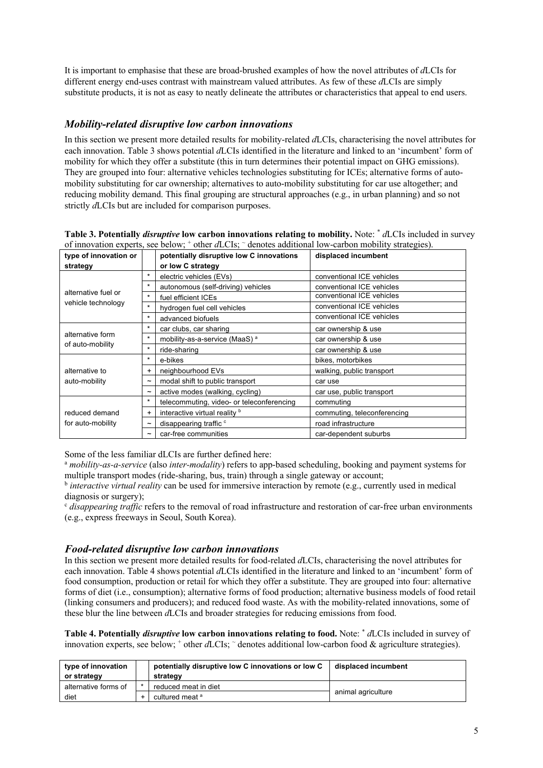It is important to emphasise that these are broad-brushed examples of how the novel attributes of *d*LCIs for different energy end-uses contrast with mainstream valued attributes. As few of these *d*LCIs are simply substitute products, it is not as easy to neatly delineate the attributes or characteristics that appeal to end users.

## *Mobility-related disruptive low carbon innovations*

In this section we present more detailed results for mobility-related *d*LCIs, characterising the novel attributes for each innovation. Table 3 shows potential *d*LCIs identified in the literature and linked to an 'incumbent' form of mobility for which they offer a substitute (this in turn determines their potential impact on GHG emissions). They are grouped into four: alternative vehicles technologies substituting for ICEs; alternative forms of auto-mobility substituting for car ownership; alternatives to auto-mobility substituting for car use altogether; and reducing mobility demand. This final grouping are structural approaches (e.g., in urban planning) and so not strictly *d*LCIs but are included for comparison purposes.

**Table 3. Potentially *disruptive* low carbon innovations relating to mobility.** Note: * *d*LCIs included in survey of innovation experts, see below; + other *d*LCIs; ~ denotes additional low-carbon mobility strategies).

| type of innovation or strategy | | potentially disruptive low C innovations or low C strategy | displaced incumbent |
|---|---|---|---|
| alternative fuel or vehicle technology | * | electric vehicles (EVs) | conventional ICE vehicles |
| | * | autonomous (self-driving) vehicles | conventional ICE vehicles |
| | * | fuel efficient ICEs | conventional ICE vehicles |
| | * | hydrogen fuel cell vehicles | conventional ICE vehicles |
| | * | advanced biofuels | conventional ICE vehicles |
| alternative form of auto-mobility | * | car clubs, car sharing | car ownership & use |
| | * | mobility-as-a-service (MaaS) [a] | car ownership & use |
| | * | ride-sharing | car ownership & use |
| alternative to auto-mobility | * | e-bikes | bikes, motorbikes |
| | + | neighbourhood EVs | walking, public transport |
| | ~ | modal shift to public transport | car use |
| | ~ | active modes (walking, cycling) | car use, public transport |
| reduced demand for auto-mobility | * | telecommuting, video- or teleconferencing | commuting |
| | + | interactive virtual reality [b] | commuting, teleconferencing |
| | ~ | disappearing traffic [c] | road infrastructure |
| | ~ | car-free communities | car-dependent suburbs |

Some of the less familiar dLCIs are further defined here:

[a] *mobility-as-a-service* (also *inter-modality*) refers to app-based scheduling, booking and payment systems for multiple transport modes (ride-sharing, bus, train) through a single gateway or account;

[b] *interactive virtual reality* can be used for immersive interaction by remote (e.g., currently used in medical diagnosis or surgery);

[c] *disappearing traffic* refers to the removal of road infrastructure and restoration of car-free urban environments (e.g., express freeways in Seoul, South Korea).

## *Food-related disruptive low carbon innovations*

In this section we present more detailed results for food-related *d*LCIs, characterising the novel attributes for each innovation. Table 4 shows potential *d*LCIs identified in the literature and linked to an 'incumbent' form of food consumption, production or retail for which they offer a substitute. They are grouped into four: alternative forms of diet (i.e., consumption); alternative forms of food production; alternative business models of food retail (linking consumers and producers); and reduced food waste. As with the mobility-related innovations, some of these blur the line between *d*LCIs and broader strategies for reducing emissions from food.

**Table 4. Potentially *disruptive* low carbon innovations relating to food.** Note: * *d*LCIs included in survey of innovation experts, see below; + other *d*LCIs; ~ denotes additional low-carbon food & agriculture strategies).

| type of innovation or strategy | | potentially disruptive low C innovations or low C strategy | displaced incumbent |
|---|---|---|---|
| alternative forms of diet | * | reduced meat in diet | animal agriculture |
| | + | cultured meat [a] | |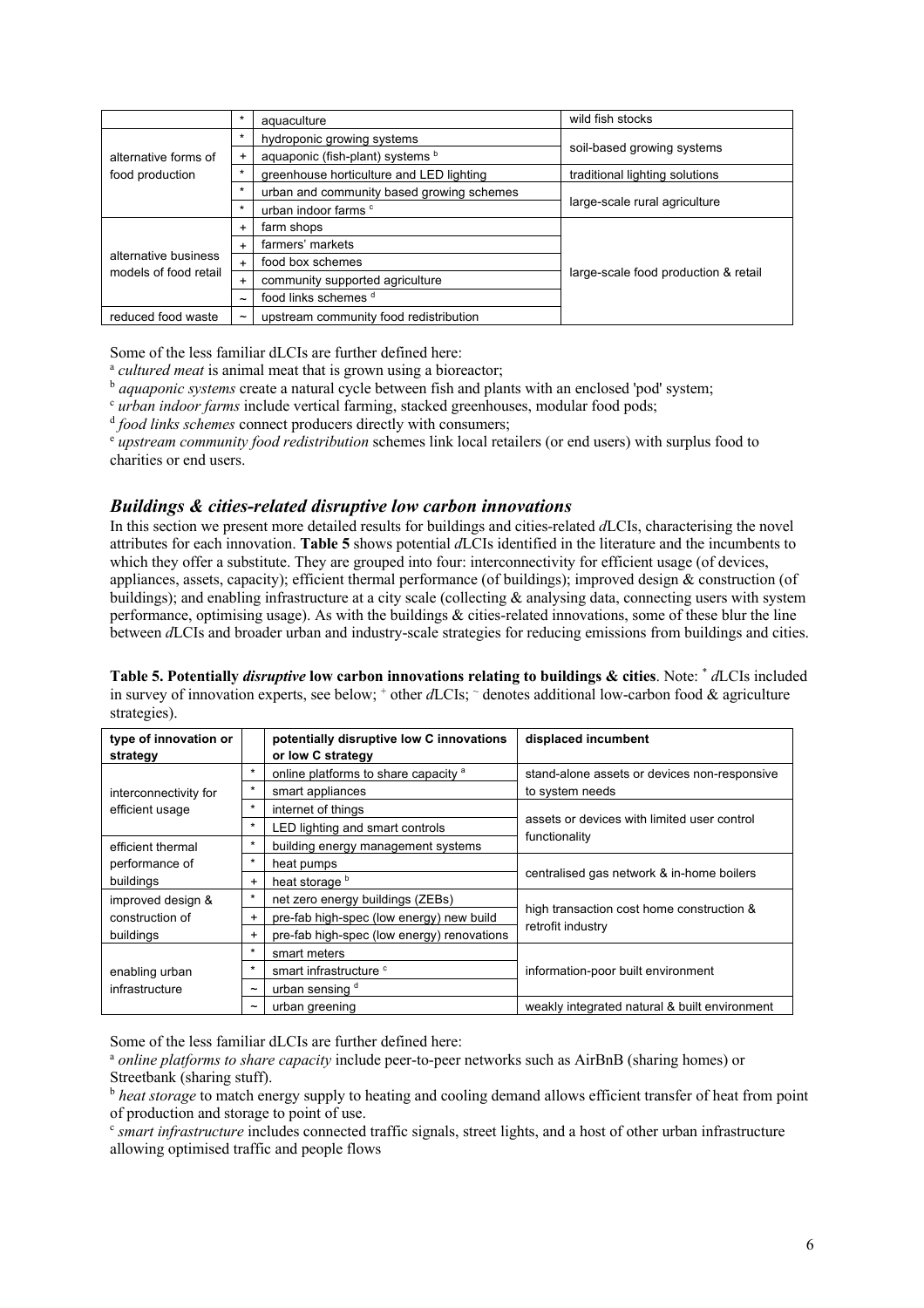| | | | |
|---|---|---|---|
| | * | aquaculture | wild fish stocks |
| alternative forms of food production | * | hydroponic growing systems | soil-based growing systems |
| | + | aquaponic (fish-plant) systems [b] | |
| | * | greenhouse horticulture and LED lighting | traditional lighting solutions |
| | * | urban and community based growing schemes | large-scale rural agriculture |
| | * | urban indoor farms [c] | |
| alternative business models of food retail | + | farm shops | large-scale food production & retail |
| | + | farmers' markets | |
| | + | food box schemes | |
| | + | community supported agriculture | |
| | ~ | food links schemes [d] | |
| reduced food waste | ~ | upstream community food redistribution | |

Some of the less familiar dLCIs are further defined here:
[a] *cultured meat* is animal meat that is grown using a bioreactor;
[b] *aquaponic systems* create a natural cycle between fish and plants with an enclosed 'pod' system;
[c] *urban indoor farms* include vertical farming, stacked greenhouses, modular food pods;
[d] *food links schemes* connect producers directly with consumers;
[e] *upstream community food redistribution* schemes link local retailers (or end users) with surplus food to charities or end users.

## *Buildings & cities-related disruptive low carbon innovations*

In this section we present more detailed results for buildings and cities-related *d*LCIs, characterising the novel attributes for each innovation. **Table 5** shows potential *d*LCIs identified in the literature and the incumbents to which they offer a substitute. They are grouped into four: interconnectivity for efficient usage (of devices, appliances, assets, capacity); efficient thermal performance (of buildings); improved design & construction (of buildings); and enabling infrastructure at a city scale (collecting & analysing data, connecting users with system performance, optimising usage). As with the buildings & cities-related innovations, some of these blur the line between *d*LCIs and broader urban and industry-scale strategies for reducing emissions from buildings and cities.

**Table 5. Potentially *disruptive* low carbon innovations relating to buildings & cities**. Note: * *d*LCIs included in survey of innovation experts, see below; + other *d*LCIs; ~ denotes additional low-carbon food & agriculture strategies).

| type of innovation or strategy | | potentially disruptive low C innovations or low C strategy | displaced incumbent |
|---|---|---|---|
| interconnectivity for efficient usage | * | online platforms to share capacity [a] | stand-alone assets or devices non-responsive to system needs |
| | * | smart appliances | |
| | * | internet of things | assets or devices with limited user control functionality |
| | * | LED lighting and smart controls | |
| efficient thermal performance of buildings | * | building energy management systems | |
| | * | heat pumps | centralised gas network & in-home boilers |
| | + | heat storage [b] | |
| improved design & construction of buildings | * | net zero energy buildings (ZEBs) | high transaction cost home construction & retrofit industry |
| | + | pre-fab high-spec (low energy) new build | |
| | + | pre-fab high-spec (low energy) renovations | |
| enabling urban infrastructure | * | smart meters | information-poor built environment |
| | * | smart infrastructure [c] | |
| | ~ | urban sensing [d] | |
| | ~ | urban greening | weakly integrated natural & built environment |

Some of the less familiar dLCIs are further defined here:
[a] *online platforms to share capacity* include peer-to-peer networks such as AirBnB (sharing homes) or Streetbank (sharing stuff).
[b] *heat storage* to match energy supply to heating and cooling demand allows efficient transfer of heat from point of production and storage to point of use.
[c] *smart infrastructure* includes connected traffic signals, street lights, and a host of other urban infrastructure allowing optimised traffic and people flows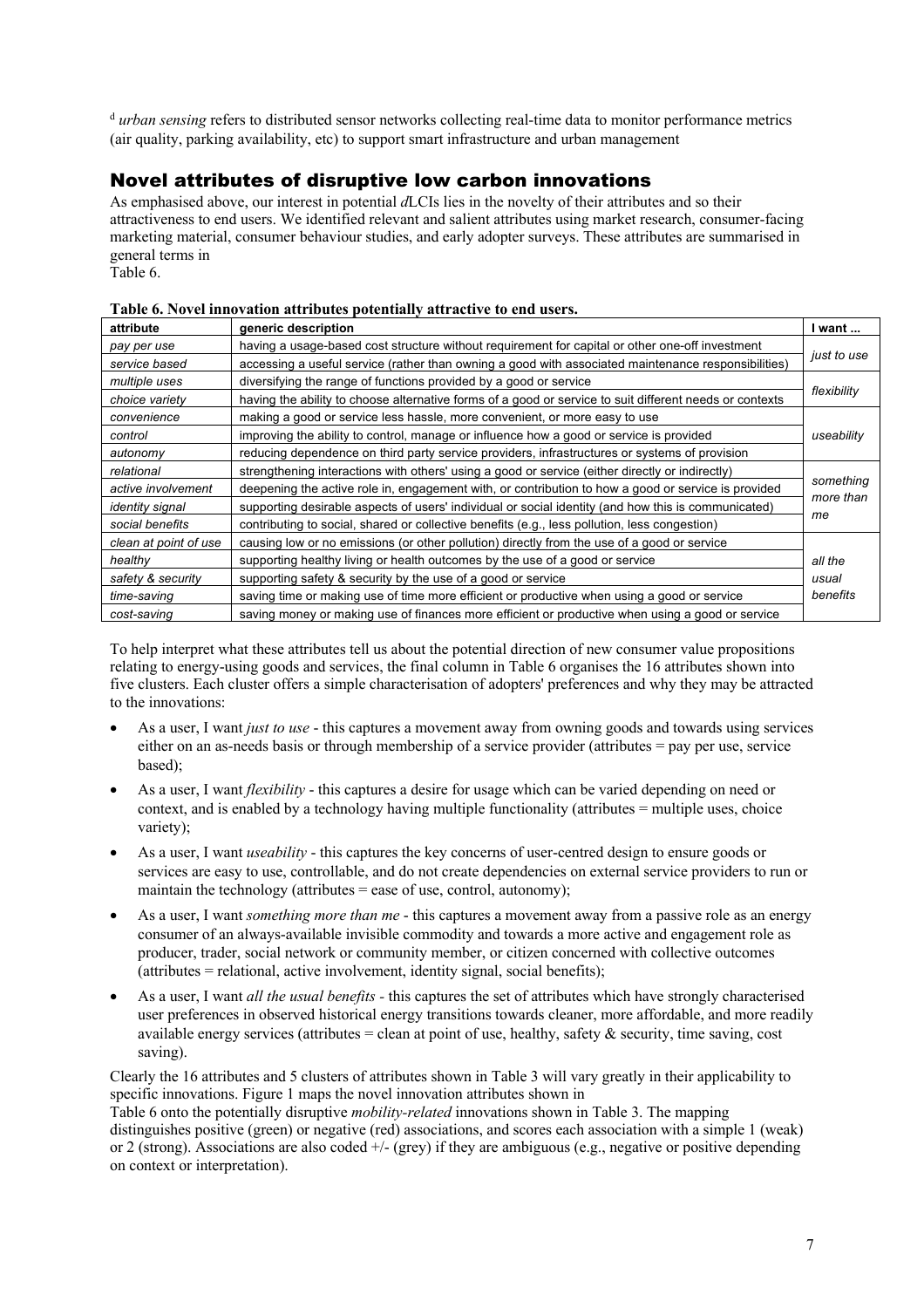[d] *urban sensing* refers to distributed sensor networks collecting real-time data to monitor performance metrics (air quality, parking availability, etc) to support smart infrastructure and urban management

## Novel attributes of disruptive low carbon innovations

As emphasised above, our interest in potential *d*LCIs lies in the novelty of their attributes and so their attractiveness to end users. We identified relevant and salient attributes using market research, consumer-facing marketing material, consumer behaviour studies, and early adopter surveys. These attributes are summarised in general terms in Table 6.

**Table 6. Novel innovation attributes potentially attractive to end users.**

| attribute | generic description | I want ... |
|---|---|---|
| *pay per use* | having a usage-based cost structure without requirement for capital or other one-off investment | *just to use* |
| *service based* | accessing a useful service (rather than owning a good with associated maintenance responsibilities) | |
| *multiple uses* | diversifying the range of functions provided by a good or service | *flexibility* |
| *choice variety* | having the ability to choose alternative forms of a good or service to suit different needs or contexts | |
| *convenience* | making a good or service less hassle, more convenient, or more easy to use | *useability* |
| *control* | improving the ability to control, manage or influence how a good or service is provided | |
| *autonomy* | reducing dependence on third party service providers, infrastructures or systems of provision | |
| *relational* | strengthening interactions with others' using a good or service (either directly or indirectly) | *something more than me* |
| *active involvement* | deepening the active role in, engagement with, or contribution to how a good or service is provided | |
| *identity signal* | supporting desirable aspects of users' individual or social identity (and how this is communicated) | |
| *social benefits* | contributing to social, shared or collective benefits (e.g., less pollution, less congestion) | |
| *clean at point of use* | causing low or no emissions (or other pollution) directly from the use of a good or service | *all the usual benefits* |
| *healthy* | supporting healthy living or health outcomes by the use of a good or service | |
| *safety & security* | supporting safety & security by the use of a good or service | |
| *time-saving* | saving time or making use of time more efficient or productive when using a good or service | |
| *cost-saving* | saving money or making use of finances more efficient or productive when using a good or service | |

To help interpret what these attributes tell us about the potential direction of new consumer value propositions relating to energy-using goods and services, the final column in Table 6 organises the 16 attributes shown into five clusters. Each cluster offers a simple characterisation of adopters' preferences and why they may be attracted to the innovations:

- As a user, I want *just to use* - this captures a movement away from owning goods and towards using services either on an as-needs basis or through membership of a service provider (attributes = pay per use, service based);
- As a user, I want *flexibility* - this captures a desire for usage which can be varied depending on need or context, and is enabled by a technology having multiple functionality (attributes = multiple uses, choice variety);
- As a user, I want *useability* - this captures the key concerns of user-centred design to ensure goods or services are easy to use, controllable, and do not create dependencies on external service providers to run or maintain the technology (attributes = ease of use, control, autonomy);
- As a user, I want *something more than me* - this captures a movement away from a passive role as an energy consumer of an always-available invisible commodity and towards a more active and engagement role as producer, trader, social network or community member, or citizen concerned with collective outcomes (attributes = relational, active involvement, identity signal, social benefits);
- As a user, I want *all the usual benefits* - this captures the set of attributes which have strongly characterised user preferences in observed historical energy transitions towards cleaner, more affordable, and more readily available energy services (attributes = clean at point of use, healthy, safety & security, time saving, cost saving).

Clearly the 16 attributes and 5 clusters of attributes shown in Table 3 will vary greatly in their applicability to specific innovations. Figure 1 maps the novel innovation attributes shown in Table 6 onto the potentially disruptive *mobility-related* innovations shown in Table 3. The mapping distinguishes positive (green) or negative (red) associations, and scores each association with a simple 1 (weak) or 2 (strong). Associations are also coded +/- (grey) if they are ambiguous (e.g., negative or positive depending on context or interpretation).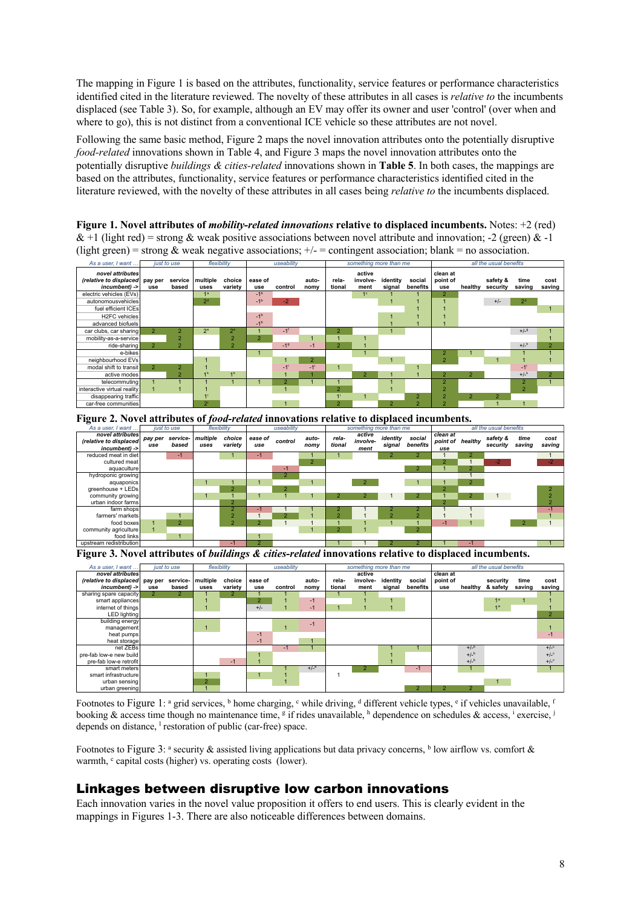The mapping in Figure 1 is based on the attributes, functionality, service features or performance characteristics identified cited in the literature reviewed. The novelty of these attributes in all cases is *relative to* the incumbents displaced (see Table 3). So, for example, although an EV may offer its owner and user 'control' (over when and where to go), this is not distinct from a conventional ICE vehicle so these attributes are not novel.

Following the same basic method, Figure 2 maps the novel innovation attributes onto the potentially disruptive *food-related* innovations shown in Table 4, and Figure 3 maps the novel innovation attributes onto the potentially disruptive *buildings & cities-related* innovations shown in **Table 5**. In both cases, the mappings are based on the attributes, functionality, service features or performance characteristics identified cited in the literature reviewed, with the novelty of these attributes in all cases being *relative to* the incumbents displaced.

**Figure 1. Novel attributes of *mobility-related innovations* relative to displaced incumbents.** Notes: +2 (red) & +1 (light red) = strong & weak positive associations between novel attribute and innovation; -2 (green) & -1 (light green) = strong & weak negative associations; +/- = contingent association; blank = no association.

| As a user, I want … | just to use | | flexibility | | useability | | | something more than me | | | | all the usual benefits | | | | |
|---|---|---|---|---|---|---|---|---|---|---|---|---|---|---|---|---|
| **novel attributes (relative to displaced incumbent) ->** | pay per use | service based | multiple uses | choice variety | ease of use | control | auto-nomy | rela-tional | active involve-ment | identity signal | social benefits | clean at point of use | healthy | safety & security | time saving | cost saving |
| electric vehicles (EVs) | | | 1[a] | | -1[b] | | | | 1[c] | 1 | 1 | 2 | | | | |
| autonomousvehicles | | | 2[d] | | -1[b] | -2 | | | | 1 | 1 | 1 | | +/- | 2[e] | |
| fuel efficient ICEs | | | | | | | | | | | 1 | 1 | | | | 1 |
| H2FC vehicles | | | | | -1[b] | | | | | 1 | 1 | 1 | | | | |
| advanced biofuels | | | | | -1[b] | | | | | 1 | 1 | 1 | | | | |
| car clubs, car sharing | 2 | 2 | 2[e] | 2[e] | 1 | -1[f] | | 2 | | 1 | | | | | +/-[g] | 1 |
| mobility-as-a-service | | 2 | | 2 | 2 | | 1 | 1 | 1 | | | | | | | 1 |
| ride-sharing | 2 | 2 | | 2 | | -1[g] | -1 | 2 | 1 | | | | | | +/-[h] | 2 |
| e-bikes | | | | | 1 | | | | 1 | | | 2 | 1 | | 1 | 1 |
| neighbourhood EVs | | | 1 | | | 1 | 2 | | | 1 | | 2 | | 1 | 1 | 1 |
| modal shift to transit | 2 | 2 | 1 | | | -1[i] | -1[i] | 1 | | | 1 | | | | -1[j] | |
| active modes | | 2 | 1[k] | 1[k] | | 1 | 1 | | 2 | 1 | 1 | 2 | 2 | | +/-[k] | 2 |
| telecommuting | 1 | 1 | 1 | 1 | 1 | 2 | 1 | 1 | | 1 | | 2 | | | 2 | 1 |
| interactive virtual reality | 1 | 1 | 1 | | | 1 | | 2 | | 1 | | 2 | | | 2 | |
| disappearing traffic | | | 1[l] | | | | | 1[l] | 1 | | 2 | 2 | 2 | 2 | | |
| car-free communities | | | 2[l] | | | 1 | | 2 | | 2 | 2 | 2 | | 1 | 1 | |

**Figure 2. Novel attributes of *food-related* innovations relative to displaced incumbents.**

| As a user, I want … | just to use | | flexibility | | useability | | | something more than me | | | | all the usual benefits | | | | |
|---|---|---|---|---|---|---|---|---|---|---|---|---|---|---|---|---|
| **novel attributes (relative to displaced incumbent) ->** | pay per use | service-based | multiple uses | choice variety | ease of use | control | auto-nomy | rela-tional | active involve-ment | identity signal | social benefits | clean at point of use | healthy | safety & security | time saving | cost saving |
| reduced meat in diet | | -1 | | 1 | -1 | | 1 | 1 | | 2 | 2 | 1 | 2 | | | 1 |
| cultured meat | | | | | | | 2 | | | | | 2 | 1 | -2 | | -2 |
| aquaculture | | | | | | -1 | | | | | 2 | 1 | 2 | | | |
| hydroponic growing | | | | | | 2 | | | | | | | 1 | | | |
| aquaponics | | | 1 | 1 | 1 | | 1 | | 2 | | 1 | 1 | 2 | | | |
| greenhouse + LEDs | | | | 2 | | 2 | | | | | | 2 | | | | 2 |
| community growing | | | 1 | 1 | 1 | 1 | 1 | 2 | 2 | 1 | 2 | 1 | 2 | 1 | | 2 |
| urban indoor farms | | | | 2 | | | | | | | | 2 | | | | 2 |
| farm shops | | | | 2 | -1 | 1 | 1 | 2 | 1 | 2 | 2 | 1 | 1 | | | -1 |
| farmers' markets | | 1 | | 2 | 1 | 2 | 1 | 2 | 1 | 2 | 2 | 1 | 1 | | | 1 |
| food boxes | 1 | 2 | | 2 | 2 | 1 | 1 | 1 | 1 | 1 | 1 | -1 | 1 | | 2 | 1 |
| community agriculture | 1 | | | | | | 1 | 2 | 1 | | 2 | | | | | |
| food links | | 1 | | | 1 | | | | | | | | | | | |
| upstream redistribution | | | | -1 | 2 | | | 1 | 1 | 2 | 2 | 1 | -1 | | | 1 |

**Figure 3. Novel attributes of *buildings & cities-related* innovations relative to displaced incumbents.**

| As a user, I want … | just to use | | flexibility | | useability | | | something more than me | | | | all the usual benefits | | | | |
|---|---|---|---|---|---|---|---|---|---|---|---|---|---|---|---|---|
| **novel attributes (relative to displaced incumbent) ->** | pay per use | service-based | multiple uses | choice variety | ease of use | control | auto-nomy | rela-tional | active involve-ment | identity signal | social benefits | clean at point of use | healthy | security & safety | time saving | cost saving |
| sharing spare capacity | 2 | 2 | 1 | 2 | 1 | 1 | | 1 | 1 | | | | | | | 1 |
| smart appliances | | | 1 | | 2 | 1 | -1 | | 1 | 1 | | | | 1[a] | 1 | 1 |
| internet of things | | | 1 | | +/- | 1 | -1 | 1 | 1 | 1 | | | | 1[a] | | 1 |
| LED lighting | | | | | | | | | | | | | | | | 2 |
| building energy management | | | 1 | | | 1 | -1 | | | | | | | | | 1 |
| heat pumps | | | | | -1 | | | | | | | | | | | -1 |
| heat storage | | | | | -1 | | 1 | | | | | | | | | |
| net ZEBs | | | | | | -1 | 1 | | | 1 | 1 | | +/-[b] | | | +/-[c] |
| pre-fab low-e new build | | | | | 1 | | | | | 1 | | | +/-[b] | | | +/-[c] |
| pre-fab low-e retrofit | | | | -1 | 1 | | | | | 1 | | | +/-[b] | | | +/-[c] |
| smart meters | | | | | | 1 | +/-[a] | | 2 | | -1 | | 1 | | | 1 |
| smart infrastructure | | | 1 | | 1 | 1 | | 1 | | | | | | | | |
| urban sensing | | | 2 | | | 1 | | | | | | | | 1 | | |
| urban greening | | | 1 | | | | | | | | 2 | 2 | 2 | | | |

Footnotes to Figure 1: [a] grid services, [b] home charging, [c] while driving, [d] different vehicle types, [e] if vehicles unavailable, [f] booking & access time though no maintenance time, [g] if rides unavailable, [h] dependence on schedules & access, [i] exercise, [j] depends on distance, [l] restoration of public (car-free) space.

Footnotes to Figure 3: [a] security & assisted living applications but data privacy concerns, [b] low airflow vs. comfort & warmth, [c] capital costs (higher) vs. operating costs (lower).

## Linkages between disruptive low carbon innovations

Each innovation varies in the novel value proposition it offers to end users. This is clearly evident in the mappings in Figures 1-3. There are also noticeable differences between domains.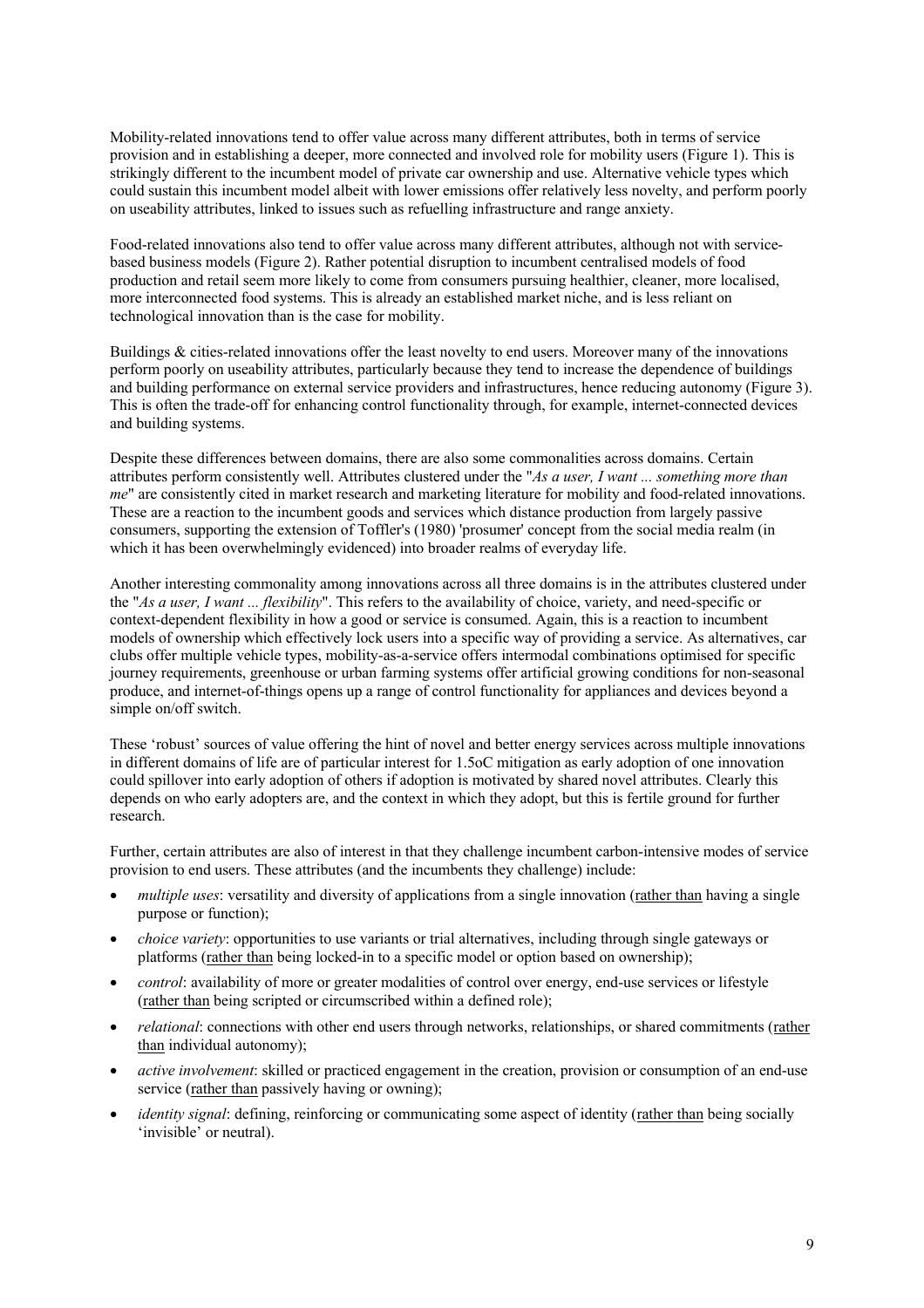Mobility-related innovations tend to offer value across many different attributes, both in terms of service provision and in establishing a deeper, more connected and involved role for mobility users (Figure 1). This is strikingly different to the incumbent model of private car ownership and use. Alternative vehicle types which could sustain this incumbent model albeit with lower emissions offer relatively less novelty, and perform poorly on useability attributes, linked to issues such as refuelling infrastructure and range anxiety.

Food-related innovations also tend to offer value across many different attributes, although not with service-based business models (Figure 2). Rather potential disruption to incumbent centralised models of food production and retail seem more likely to come from consumers pursuing healthier, cleaner, more localised, more interconnected food systems. This is already an established market niche, and is less reliant on technological innovation than is the case for mobility.

Buildings & cities-related innovations offer the least novelty to end users. Moreover many of the innovations perform poorly on useability attributes, particularly because they tend to increase the dependence of buildings and building performance on external service providers and infrastructures, hence reducing autonomy (Figure 3). This is often the trade-off for enhancing control functionality through, for example, internet-connected devices and building systems.

Despite these differences between domains, there are also some commonalities across domains. Certain attributes perform consistently well. Attributes clustered under the "*As a user, I want ... something more than me*" are consistently cited in market research and marketing literature for mobility and food-related innovations. These are a reaction to the incumbent goods and services which distance production from largely passive consumers, supporting the extension of Toffler's (1980) 'prosumer' concept from the social media realm (in which it has been overwhelmingly evidenced) into broader realms of everyday life.

Another interesting commonality among innovations across all three domains is in the attributes clustered under the "*As a user, I want ... flexibility*". This refers to the availability of choice, variety, and need-specific or context-dependent flexibility in how a good or service is consumed. Again, this is a reaction to incumbent models of ownership which effectively lock users into a specific way of providing a service. As alternatives, car clubs offer multiple vehicle types, mobility-as-a-service offers intermodal combinations optimised for specific journey requirements, greenhouse or urban farming systems offer artificial growing conditions for non-seasonal produce, and internet-of-things opens up a range of control functionality for appliances and devices beyond a simple on/off switch.

These 'robust' sources of value offering the hint of novel and better energy services across multiple innovations in different domains of life are of particular interest for 1.5oC mitigation as early adoption of one innovation could spillover into early adoption of others if adoption is motivated by shared novel attributes. Clearly this depends on who early adopters are, and the context in which they adopt, but this is fertile ground for further research.

Further, certain attributes are also of interest in that they challenge incumbent carbon-intensive modes of service provision to end users. These attributes (and the incumbents they challenge) include:

- *multiple uses*: versatility and diversity of applications from a single innovation (rather than having a single purpose or function);
- *choice variety*: opportunities to use variants or trial alternatives, including through single gateways or platforms (rather than being locked-in to a specific model or option based on ownership);
- *control*: availability of more or greater modalities of control over energy, end-use services or lifestyle (rather than being scripted or circumscribed within a defined role);
- *relational*: connections with other end users through networks, relationships, or shared commitments (rather than individual autonomy);
- *active involvement*: skilled or practiced engagement in the creation, provision or consumption of an end-use service (rather than passively having or owning);
- *identity signal*: defining, reinforcing or communicating some aspect of identity (rather than being socially 'invisible' or neutral).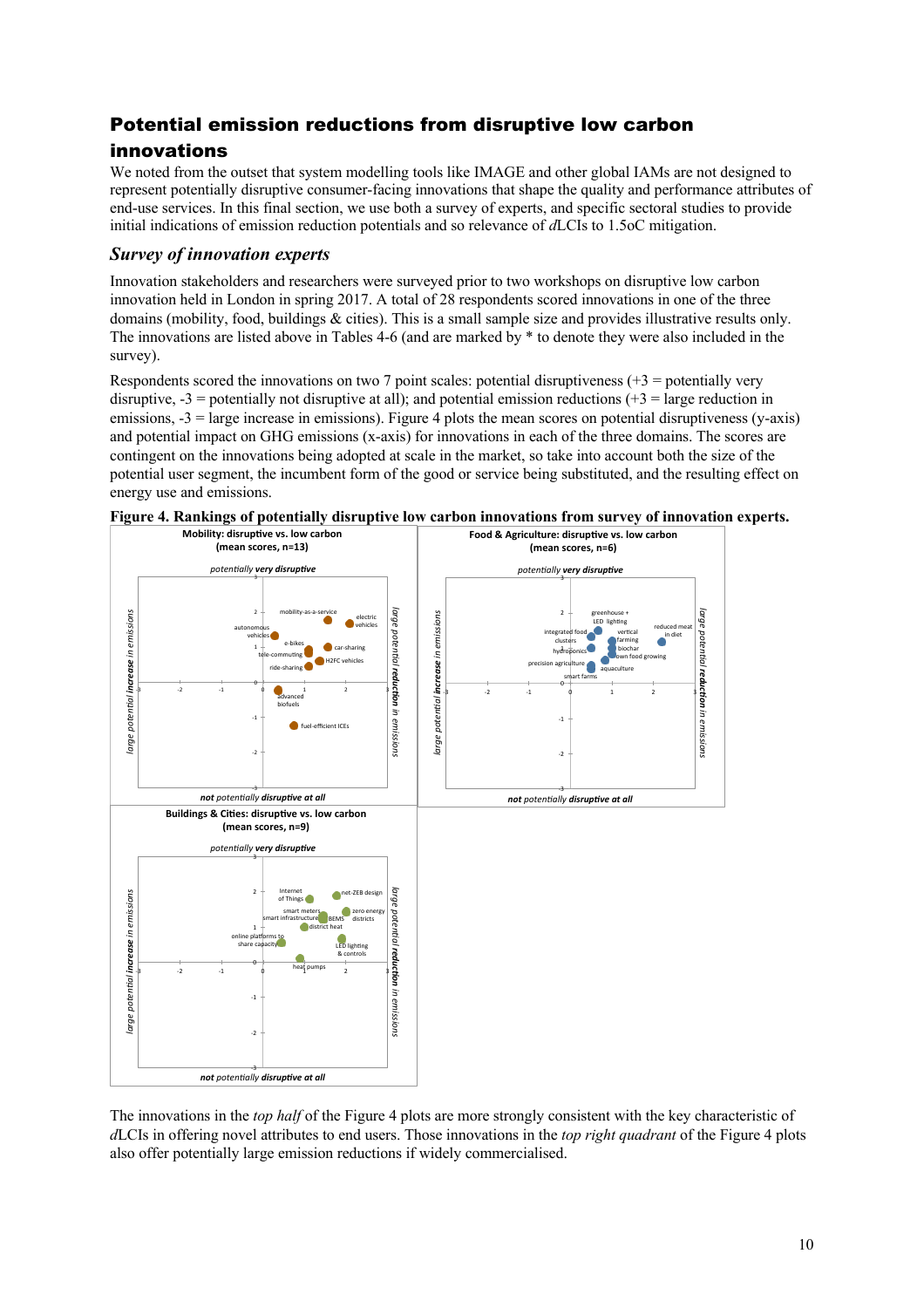## Potential emission reductions from disruptive low carbon innovations

We noted from the outset that system modelling tools like IMAGE and other global IAMs are not designed to represent potentially disruptive consumer-facing innovations that shape the quality and performance attributes of end-use services. In this final section, we use both a survey of experts, and specific sectoral studies to provide initial indications of emission reduction potentials and so relevance of *d*LCIs to 1.5oC mitigation.

### *Survey of innovation experts*

Innovation stakeholders and researchers were surveyed prior to two workshops on disruptive low carbon innovation held in London in spring 2017. A total of 28 respondents scored innovations in one of the three domains (mobility, food, buildings & cities). This is a small sample size and provides illustrative results only. The innovations are listed above in Tables 4-6 (and are marked by * to denote they were also included in the survey).

Respondents scored the innovations on two 7 point scales: potential disruptiveness (+3 = potentially very disruptive, -3 = potentially not disruptive at all); and potential emission reductions (+3 = large reduction in emissions, -3 = large increase in emissions). Figure 4 plots the mean scores on potential disruptiveness (y-axis) and potential impact on GHG emissions (x-axis) for innovations in each of the three domains. The scores are contingent on the innovations being adopted at scale in the market, so take into account both the size of the potential user segment, the incumbent form of the good or service being substituted, and the resulting effect on energy use and emissions.

**Figure 4. Rankings of potentially disruptive low carbon innovations from survey of innovation experts.**

The innovations in the *top half* of the Figure 4 plots are more strongly consistent with the key characteristic of *d*LCIs in offering novel attributes to end users. Those innovations in the *top right quadrant* of the Figure 4 plots also offer potentially large emission reductions if widely commercialised.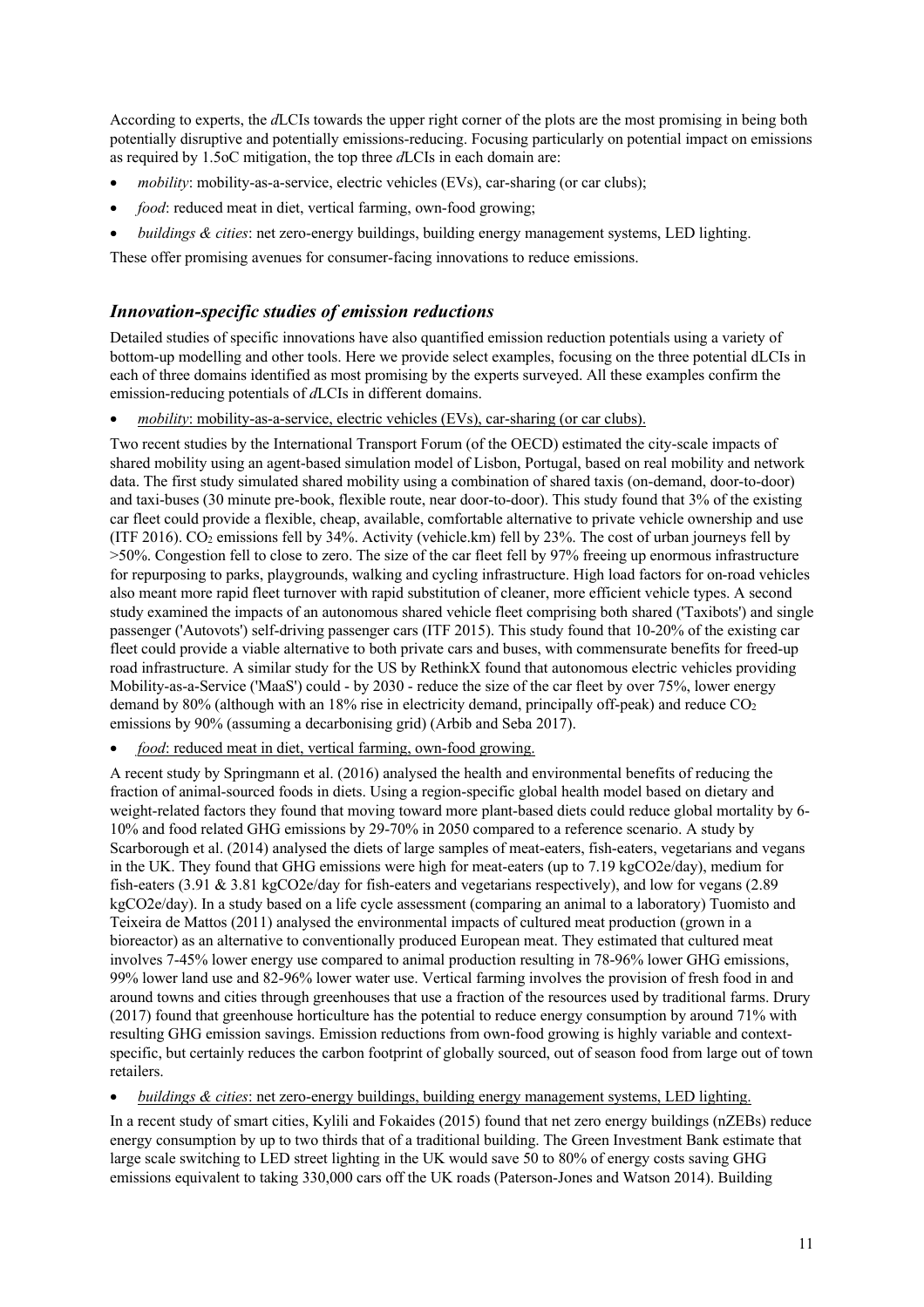According to experts, the *d*LCIs towards the upper right corner of the plots are the most promising in being both potentially disruptive and potentially emissions-reducing. Focusing particularly on potential impact on emissions as required by 1.5oC mitigation, the top three *d*LCIs in each domain are:

- *mobility*: mobility-as-a-service, electric vehicles (EVs), car-sharing (or car clubs);
- *food*: reduced meat in diet, vertical farming, own-food growing;
- *buildings & cities*: net zero-energy buildings, building energy management systems, LED lighting.

These offer promising avenues for consumer-facing innovations to reduce emissions.

## *Innovation-specific studies of emission reductions*

Detailed studies of specific innovations have also quantified emission reduction potentials using a variety of bottom-up modelling and other tools. Here we provide select examples, focusing on the three potential dLCIs in each of three domains identified as most promising by the experts surveyed. All these examples confirm the emission-reducing potentials of *d*LCIs in different domains.

- *mobility*: mobility-as-a-service, electric vehicles (EVs), car-sharing (or car clubs).

Two recent studies by the International Transport Forum (of the OECD) estimated the city-scale impacts of shared mobility using an agent-based simulation model of Lisbon, Portugal, based on real mobility and network data. The first study simulated shared mobility using a combination of shared taxis (on-demand, door-to-door) and taxi-buses (30 minute pre-book, flexible route, near door-to-door). This study found that 3% of the existing car fleet could provide a flexible, cheap, available, comfortable alternative to private vehicle ownership and use (ITF 2016). $CO_2$ emissions fell by 34%. Activity (vehicle.km) fell by 23%. The cost of urban journeys fell by >50%. Congestion fell to close to zero. The size of the car fleet fell by 97% freeing up enormous infrastructure for repurposing to parks, playgrounds, walking and cycling infrastructure. High load factors for on-road vehicles also meant more rapid fleet turnover with rapid substitution of cleaner, more efficient vehicle types. A second study examined the impacts of an autonomous shared vehicle fleet comprising both shared ('Taxibots') and single passenger ('Autovots') self-driving passenger cars (ITF 2015). This study found that 10-20% of the existing car fleet could provide a viable alternative to both private cars and buses, with commensurate benefits for freed-up road infrastructure. A similar study for the US by RethinkX found that autonomous electric vehicles providing Mobility-as-a-Service ('MaaS') could - by 2030 - reduce the size of the car fleet by over 75%, lower energy demand by 80% (although with an 18% rise in electricity demand, principally off-peak) and reduce $CO_2$ emissions by 90% (assuming a decarbonising grid) (Arbib and Seba 2017).

- *food*: reduced meat in diet, vertical farming, own-food growing.

A recent study by Springmann et al. (2016) analysed the health and environmental benefits of reducing the fraction of animal-sourced foods in diets. Using a region-specific global health model based on dietary and weight-related factors they found that moving toward more plant-based diets could reduce global mortality by 6-10% and food related GHG emissions by 29-70% in 2050 compared to a reference scenario. A study by Scarborough et al. (2014) analysed the diets of large samples of meat-eaters, fish-eaters, vegetarians and vegans in the UK. They found that GHG emissions were high for meat-eaters (up to 7.19 kgCO2e/day), medium for fish-eaters (3.91 & 3.81 kgCO2e/day for fish-eaters and vegetarians respectively), and low for vegans (2.89 kgCO2e/day). In a study based on a life cycle assessment (comparing an animal to a laboratory) Tuomisto and Teixeira de Mattos (2011) analysed the environmental impacts of cultured meat production (grown in a bioreactor) as an alternative to conventionally produced European meat. They estimated that cultured meat involves 7-45% lower energy use compared to animal production resulting in 78-96% lower GHG emissions, 99% lower land use and 82-96% lower water use. Vertical farming involves the provision of fresh food in and around towns and cities through greenhouses that use a fraction of the resources used by traditional farms. Drury (2017) found that greenhouse horticulture has the potential to reduce energy consumption by around 71% with resulting GHG emission savings. Emission reductions from own-food growing is highly variable and context-specific, but certainly reduces the carbon footprint of globally sourced, out of season food from large out of town retailers.

- *buildings & cities*: net zero-energy buildings, building energy management systems, LED lighting.

In a recent study of smart cities, Kylili and Fokaides (2015) found that net zero energy buildings (nZEBs) reduce energy consumption by up to two thirds that of a traditional building. The Green Investment Bank estimate that large scale switching to LED street lighting in the UK would save 50 to 80% of energy costs saving GHG emissions equivalent to taking 330,000 cars off the UK roads (Paterson-Jones and Watson 2014). Building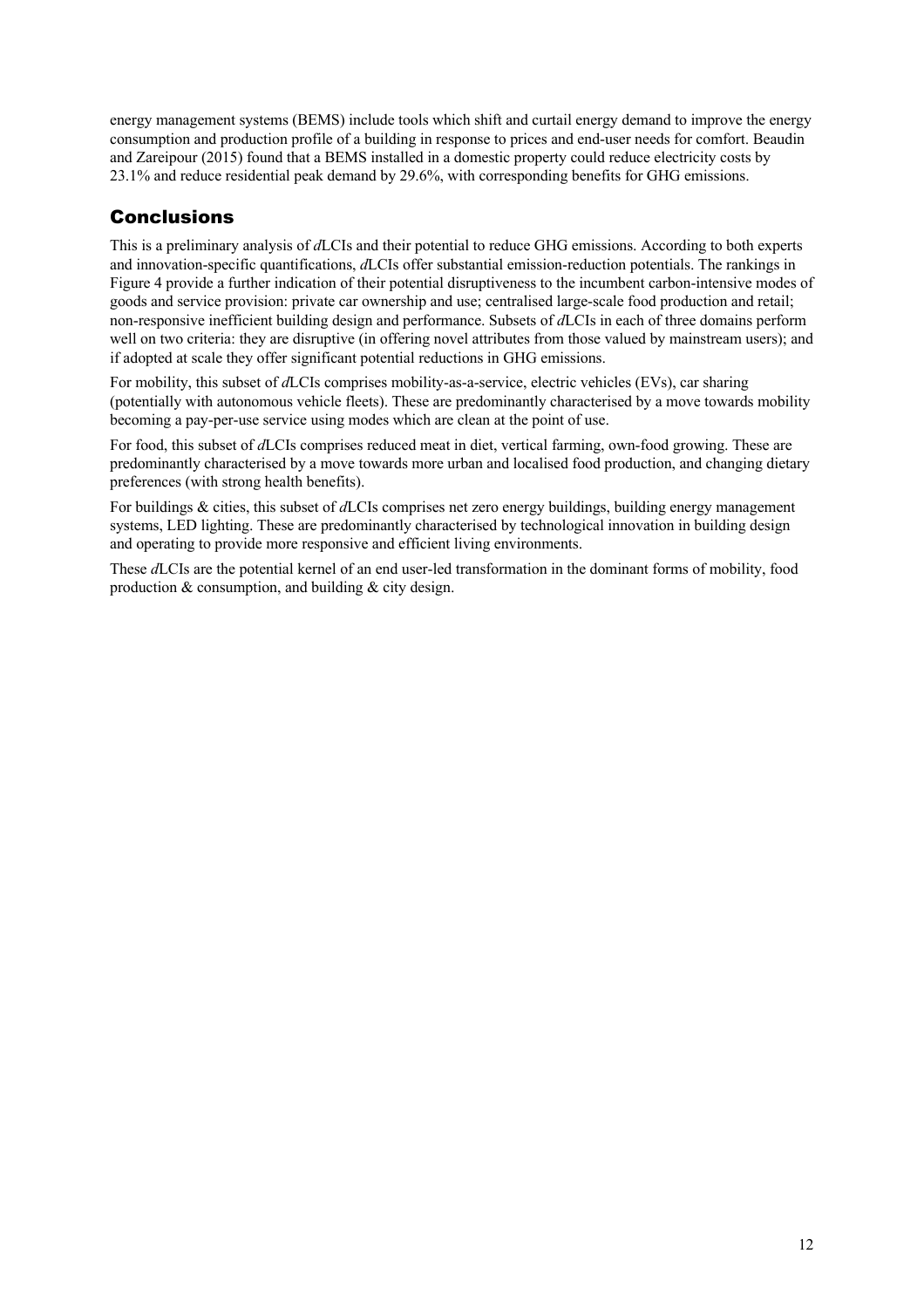energy management systems (BEMS) include tools which shift and curtail energy demand to improve the energy consumption and production profile of a building in response to prices and end-user needs for comfort. Beaudin and Zareipour (2015) found that a BEMS installed in a domestic property could reduce electricity costs by 23.1% and reduce residential peak demand by 29.6%, with corresponding benefits for GHG emissions.

## Conclusions

This is a preliminary analysis of *d*LCIs and their potential to reduce GHG emissions. According to both experts and innovation-specific quantifications, *d*LCIs offer substantial emission-reduction potentials. The rankings in Figure 4 provide a further indication of their potential disruptiveness to the incumbent carbon-intensive modes of goods and service provision: private car ownership and use; centralised large-scale food production and retail; non-responsive inefficient building design and performance. Subsets of *d*LCIs in each of three domains perform well on two criteria: they are disruptive (in offering novel attributes from those valued by mainstream users); and if adopted at scale they offer significant potential reductions in GHG emissions.

For mobility, this subset of *d*LCIs comprises mobility-as-a-service, electric vehicles (EVs), car sharing (potentially with autonomous vehicle fleets). These are predominantly characterised by a move towards mobility becoming a pay-per-use service using modes which are clean at the point of use.

For food, this subset of *d*LCIs comprises reduced meat in diet, vertical farming, own-food growing. These are predominantly characterised by a move towards more urban and localised food production, and changing dietary preferences (with strong health benefits).

For buildings & cities, this subset of *d*LCIs comprises net zero energy buildings, building energy management systems, LED lighting. These are predominantly characterised by technological innovation in building design and operating to provide more responsive and efficient living environments.

These *d*LCIs are the potential kernel of an end user-led transformation in the dominant forms of mobility, food production & consumption, and building & city design.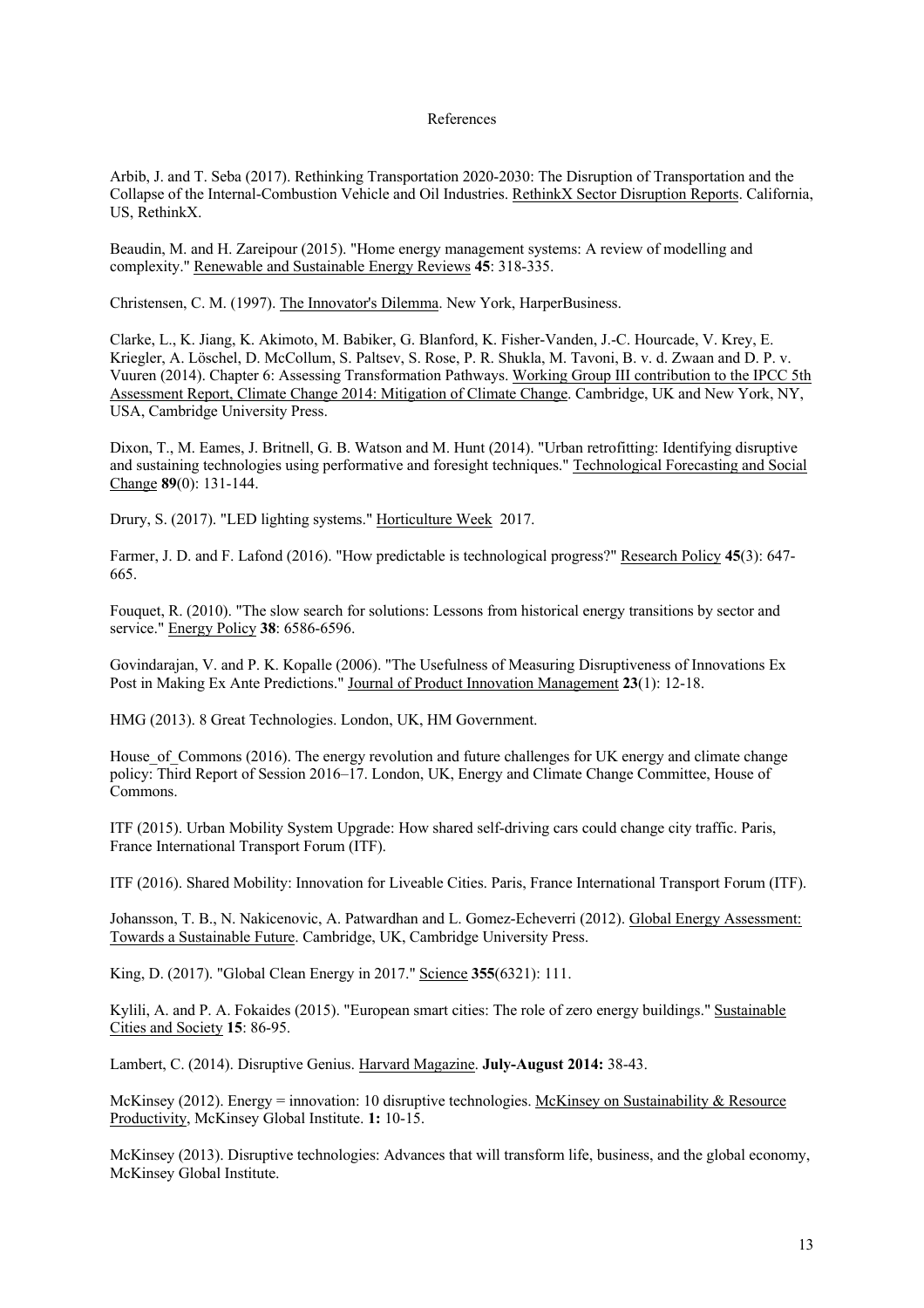# References

Arbib, J. and T. Seba (2017). Rethinking Transportation 2020-2030: The Disruption of Transportation and the Collapse of the Internal-Combustion Vehicle and Oil Industries. RethinkX Sector Disruption Reports. California, US, RethinkX.

Beaudin, M. and H. Zareipour (2015). "Home energy management systems: A review of modelling and complexity." Renewable and Sustainable Energy Reviews **45**: 318-335.

Christensen, C. M. (1997). The Innovator's Dilemma. New York, HarperBusiness.

Clarke, L., K. Jiang, K. Akimoto, M. Babiker, G. Blanford, K. Fisher-Vanden, J.-C. Hourcade, V. Krey, E. Kriegler, A. Löschel, D. McCollum, S. Paltsev, S. Rose, P. R. Shukla, M. Tavoni, B. v. d. Zwaan and D. P. v. Vuuren (2014). Chapter 6: Assessing Transformation Pathways. Working Group III contribution to the IPCC 5th Assessment Report, Climate Change 2014: Mitigation of Climate Change. Cambridge, UK and New York, NY, USA, Cambridge University Press.

Dixon, T., M. Eames, J. Britnell, G. B. Watson and M. Hunt (2014). "Urban retrofitting: Identifying disruptive and sustaining technologies using performative and foresight techniques." Technological Forecasting and Social Change **89**(0): 131-144.

Drury, S. (2017). "LED lighting systems." Horticulture Week 2017.

Farmer, J. D. and F. Lafond (2016). "How predictable is technological progress?" Research Policy **45**(3): 647-665.

Fouquet, R. (2010). "The slow search for solutions: Lessons from historical energy transitions by sector and service." Energy Policy **38**: 6586-6596.

Govindarajan, V. and P. K. Kopalle (2006). "The Usefulness of Measuring Disruptiveness of Innovations Ex Post in Making Ex Ante Predictions." Journal of Product Innovation Management **23**(1): 12-18.

HMG (2013). 8 Great Technologies. London, UK, HM Government.

House_of_Commons (2016). The energy revolution and future challenges for UK energy and climate change policy: Third Report of Session 2016–17. London, UK, Energy and Climate Change Committee, House of Commons.

ITF (2015). Urban Mobility System Upgrade: How shared self-driving cars could change city traffic. Paris, France International Transport Forum (ITF).

ITF (2016). Shared Mobility: Innovation for Liveable Cities. Paris, France International Transport Forum (ITF).

Johansson, T. B., N. Nakicenovic, A. Patwardhan and L. Gomez-Echeverri (2012). Global Energy Assessment: Towards a Sustainable Future. Cambridge, UK, Cambridge University Press.

King, D. (2017). "Global Clean Energy in 2017." Science **355**(6321): 111.

Kylili, A. and P. A. Fokaides (2015). "European smart cities: The role of zero energy buildings." Sustainable Cities and Society **15**: 86-95.

Lambert, C. (2014). Disruptive Genius. Harvard Magazine. **July-August 2014:** 38-43.

McKinsey (2012). Energy = innovation: 10 disruptive technologies. McKinsey on Sustainability & Resource Productivity, McKinsey Global Institute. **1:** 10-15.

McKinsey (2013). Disruptive technologies: Advances that will transform life, business, and the global economy, McKinsey Global Institute.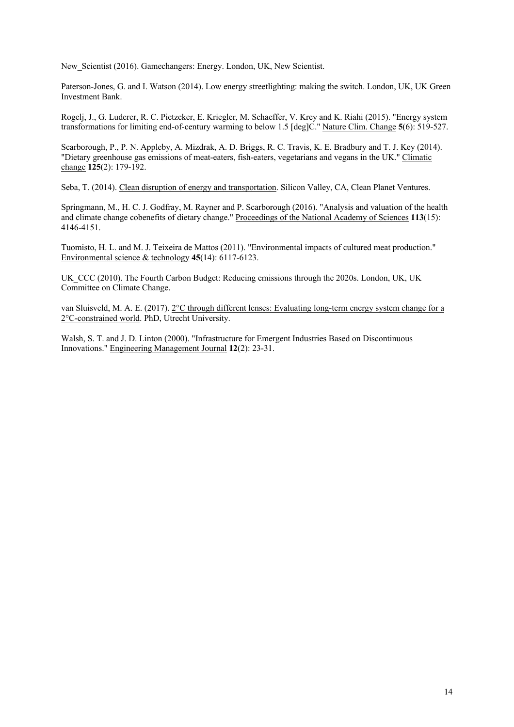New_Scientist (2016). Gamechangers: Energy. London, UK, New Scientist.

Paterson-Jones, G. and I. Watson (2014). Low energy streetlighting: making the switch. London, UK, UK Green Investment Bank.

Rogelj, J., G. Luderer, R. C. Pietzcker, E. Kriegler, M. Schaeffer, V. Krey and K. Riahi (2015). "Energy system transformations for limiting end-of-century warming to below 1.5 [deg]C." Nature Clim. Change **5**(6): 519-527.

Scarborough, P., P. N. Appleby, A. Mizdrak, A. D. Briggs, R. C. Travis, K. E. Bradbury and T. J. Key (2014). "Dietary greenhouse gas emissions of meat-eaters, fish-eaters, vegetarians and vegans in the UK." Climatic change **125**(2): 179-192.

Seba, T. (2014). Clean disruption of energy and transportation. Silicon Valley, CA, Clean Planet Ventures.

Springmann, M., H. C. J. Godfray, M. Rayner and P. Scarborough (2016). "Analysis and valuation of the health and climate change cobenefits of dietary change." Proceedings of the National Academy of Sciences **113**(15): 4146-4151.

Tuomisto, H. L. and M. J. Teixeira de Mattos (2011). "Environmental impacts of cultured meat production." Environmental science & technology **45**(14): 6117-6123.

UK_CCC (2010). The Fourth Carbon Budget: Reducing emissions through the 2020s. London, UK, UK Committee on Climate Change.

van Sluisveld, M. A. E. (2017). 2°C through different lenses: Evaluating long-term energy system change for a 2°C-constrained world. PhD, Utrecht University.

Walsh, S. T. and J. D. Linton (2000). "Infrastructure for Emergent Industries Based on Discontinuous Innovations." Engineering Management Journal **12**(2): 23-31.